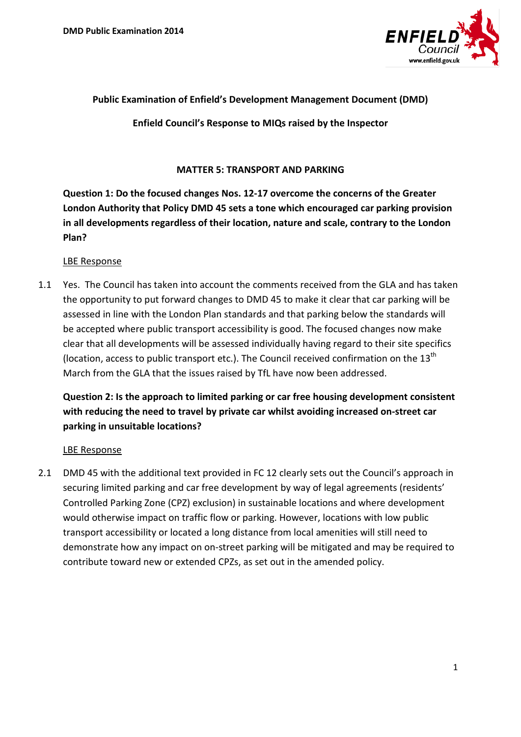DMD Public Examination 2014

**Public Examination of Enfield's Development Management Document (DMD)**

**Enfield Council's Response to MIQs raised by the Inspector**

## MATTER 5: TRANSPORT AND PARKING

**Question 1: Do the focused changes Nos. 12-17 overcome the concerns of the Greater London Authority that Policy DMD 45 sets a tone which encouraged car parking provision in all developments regardless of their location, nature and scale, contrary to the London Plan?**

<u>LBE Response</u>

1.1 Yes. The Council has taken into account the comments received from the GLA and has taken the opportunity to put forward changes to DMD 45 to make it clear that car parking will be assessed in line with the London Plan standards and that parking below the standards will be accepted where public transport accessibility is good. The focused changes now make clear that all developments will be assessed individually having regard to their site specifics (location, access to public transport etc.). The Council received confirmation on the 13th March from the GLA that the issues raised by TfL have now been addressed.

**Question 2: Is the approach to limited parking or car free housing development consistent with reducing the need to travel by private car whilst avoiding increased on-street car parking in unsuitable locations?**

<u>LBE Response</u>

2.1 DMD 45 with the additional text provided in FC 12 clearly sets out the Council's approach in securing limited parking and car free development by way of legal agreements (residents' Controlled Parking Zone (CPZ) exclusion) in sustainable locations and where development would otherwise impact on traffic flow or parking. However, locations with low public transport accessibility or located a long distance from local amenities will still need to demonstrate how any impact on on-street parking will be mitigated and may be required to contribute toward new or extended CPZs, as set out in the amended policy.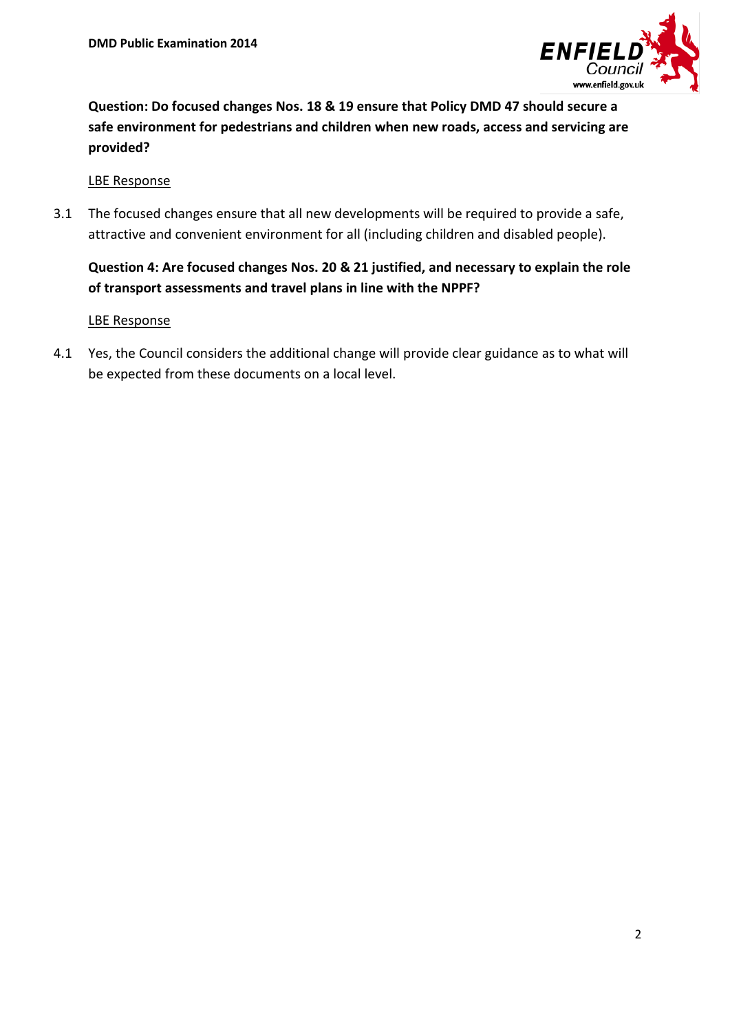**Question: Do focused changes Nos. 18 & 19 ensure that Policy DMD 47 should secure a safe environment for pedestrians and children when new roads, access and servicing are provided?**

LBE Response

3.1 The focused changes ensure that all new developments will be required to provide a safe, attractive and convenient environment for all (including children and disabled people).

**Question 4: Are focused changes Nos. 20 & 21 justified, and necessary to explain the role of transport assessments and travel plans in line with the NPPF?**

LBE Response

4.1 Yes, the Council considers the additional change will provide clear guidance as to what will be expected from these documents on a local level.